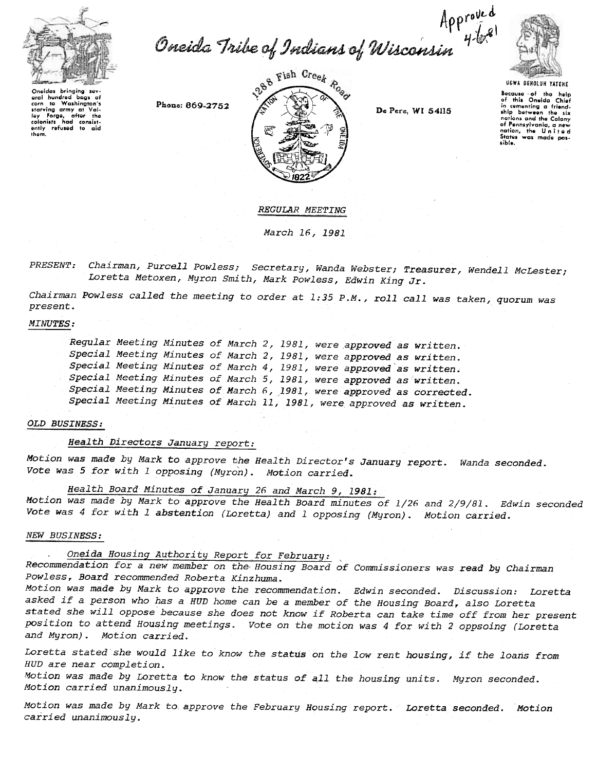Approved 4-6-81

# Oneida Tribe of Indians of Wisconsin

Oneidas bringing several hundred bags of corn to Washington's starving army at Valley Forge, after the colonists had consistently refused to aid them.

Phone: 869-2752

1288 Fish Creek Road

De Pere, WI 54115

UGWA DEHOLUH YATEHE

Because of the help of this Oneida Chief in cementing a friendship between the six nations and the Colony of Pennsylvania, a new nation, the United States was made possible.

*REGULAR MEETING*

*March 16, 1981*

*PRESENT:* *Chairman, Purcell Powless; Secretary, Wanda Webster; Treasurer, Wendell McLester; Loretta Metoxen, Myron Smith, Mark Powless, Edwin King Jr.*

*Chairman Powless called the meeting to order at 1:35 P.M., roll call was taken, quorum was present.*

*MINUTES:*

*Regular Meeting Minutes of March 2, 1981, were approved as written.*
*Special Meeting Minutes of March 2, 1981, were approved as written.*
*Special Meeting Minutes of March 4, 1981, were approved as written.*
*Special Meeting Minutes of March 5, 1981, were approved as written.*
*Special Meeting Minutes of March 6, 1981, were approved as corrected.*
*Special Meeting Minutes of March 11, 1981, were approved as written.*

*OLD BUSINESS:*

*Health Directors January report:*

*Motion was made by Mark to approve the Health Director's January report. Wanda seconded. Vote was 5 for with 1 opposing (Myron). Motion carried.*

*Health Board Minutes of January 26 and March 9, 1981:*

*Motion was made by Mark to approve the Health Board minutes of 1/26 and 2/9/81. Edwin seconded Vote was 4 for with 1 abstention (Loretta) and 1 opposing (Myron). Motion carried.*

*NEW BUSINESS:*

*Oneida Housing Authority Report for February:*

*Recommendation for a new member on the Housing Board of Commissioners was read by Chairman Powless, Board recommended Roberta Kinzhuma.*

*Motion was made by Mark to approve the recommendation. Edwin seconded. Discussion: Loretta asked if a person who has a HUD home can be a member of the Housing Board, also Loretta stated she will oppose because she does not know if Roberta can take time off from her present position to attend Housing meetings. Vote on the motion was 4 for with 2 oppsoing (Loretta and Myron). Motion carried.*

*Loretta stated she would like to know the status on the low rent housing, if the loans from HUD are near completion.*

*Motion was made by Loretta to know the status of all the housing units. Myron seconded. Motion carried unanimously.*

*Motion was made by Mark to approve the February Housing report. Loretta seconded. Motion carried unanimously.*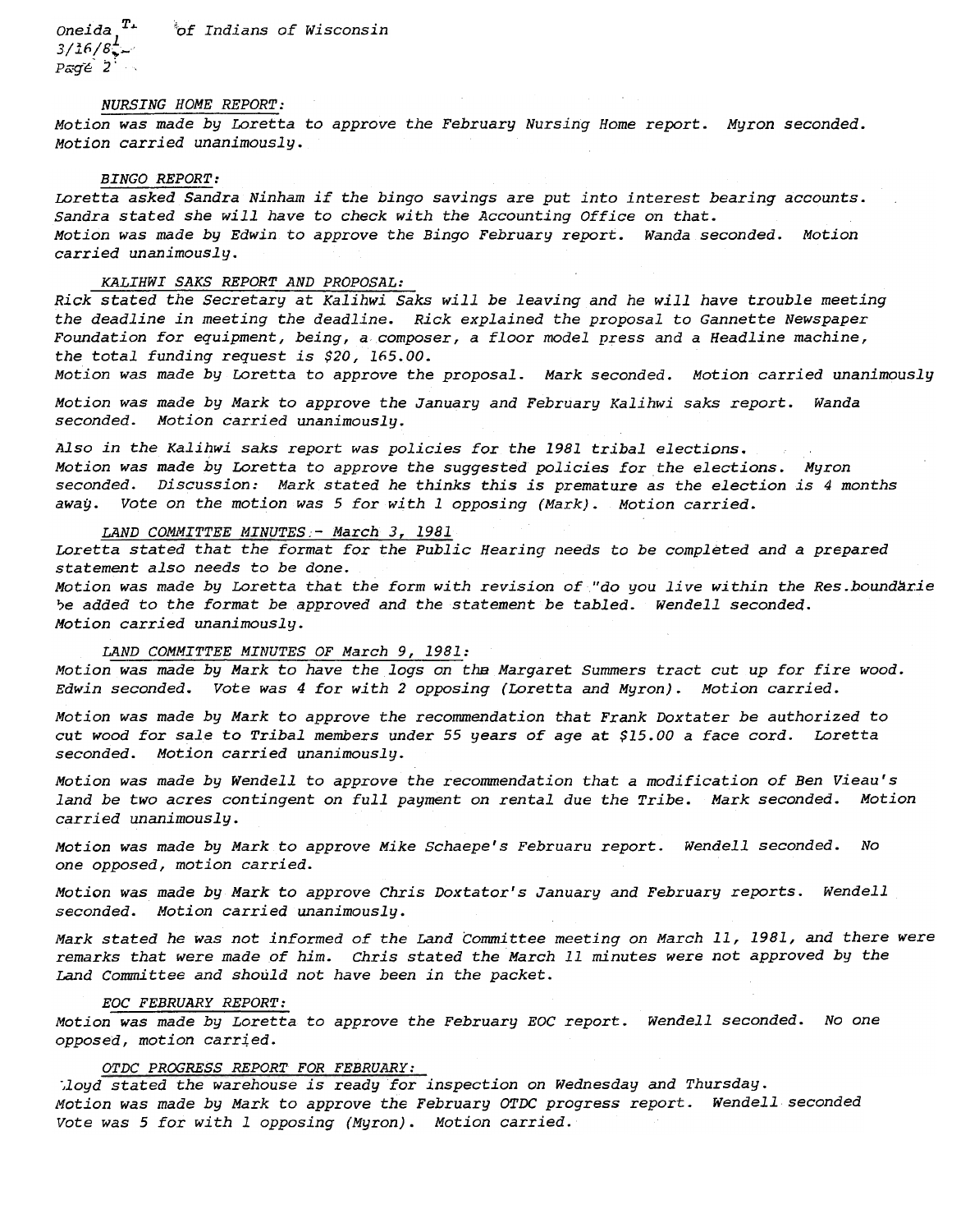*NURSING HOME REPORT:*

*Motion was made by Loretta to approve the February Nursing Home report. Myron seconded. Motion carried unanimously.*

*BINGO REPORT:*

*Loretta asked Sandra Ninham if the bingo savings are put into interest bearing accounts. Sandra stated she will have to check with the Accounting Office on that.*
*Motion was made by Edwin to approve the Bingo February report. Wanda seconded. Motion carried unanimously.*

*KALIHWI SAKS REPORT AND PROPOSAL:*

*Rick stated the Secretary at Kalihwi Saks will be leaving and he will have trouble meeting the deadline in meeting the deadline. Rick explained the proposal to Gannette Newspaper Foundation for equipment, being, a composer, a floor model press and a Headline machine, the total funding request is $20, 165.00.*
*Motion was made by Loretta to approve the proposal. Mark seconded. Motion carried unanimously*

*Motion was made by Mark to approve the January and February Kalihwi saks report. Wanda seconded. Motion carried unanimously.*

*Also in the Kalihwi saks report was policies for the 1981 tribal elections.*
*Motion was made by Loretta to approve the suggested policies for the elections. Myron seconded. Discussion: Mark stated he thinks this is premature as the election is 4 months away. Vote on the motion was 5 for with 1 opposing (Mark). Motion carried.*

*LAND COMMITTEE MINUTES - March 3, 1981*

*Loretta stated that the format for the Public Hearing needs to be completed and a prepared statement also needs to be done.*
*Motion was made by Loretta that the form with revision of "do you live within the Res.boundarie be added to the format be approved and the statement be tabled. Wendell seconded. Motion carried unanimously.*

*LAND COMMITTEE MINUTES OF March 9, 1981:*

*Motion was made by Mark to have the logs on the Margaret Summers tract cut up for fire wood. Edwin seconded. Vote was 4 for with 2 opposing (Loretta and Myron). Motion carried.*

*Motion was made by Mark to approve the recommendation that Frank Doxtater be authorized to cut wood for sale to Tribal members under 55 years of age at $15.00 a face cord. Loretta seconded. Motion carried unanimously.*

*Motion was made by Wendell to approve the recommendation that a modification of Ben Vieau's land be two acres contingent on full payment on rental due the Tribe. Mark seconded. Motion carried unanimously.*

*Motion was made by Mark to approve Mike Schaepe's Februaru report. Wendell seconded. No one opposed, motion carried.*

*Motion was made by Mark to approve Chris Doxtator's January and February reports. Wendell seconded. Motion carried unanimously.*

*Mark stated he was not informed of the Land Committee meeting on March 11, 1981, and there were remarks that were made of him. Chris stated the March 11 minutes were not approved by the Land Committee and should not have been in the packet.*

*EOC FEBRUARY REPORT:*

*Motion was made by Loretta to approve the February EOC report. Wendell seconded. No one opposed, motion carried.*

*OTDC PROGRESS REPORT FOR FEBRUARY:*

*Lloyd stated the warehouse is ready for inspection on Wednesday and Thursday.*
*Motion was made by Mark to approve the February OTDC progress report. Wendell seconded Vote was 5 for with 1 opposing (Myron). Motion carried.*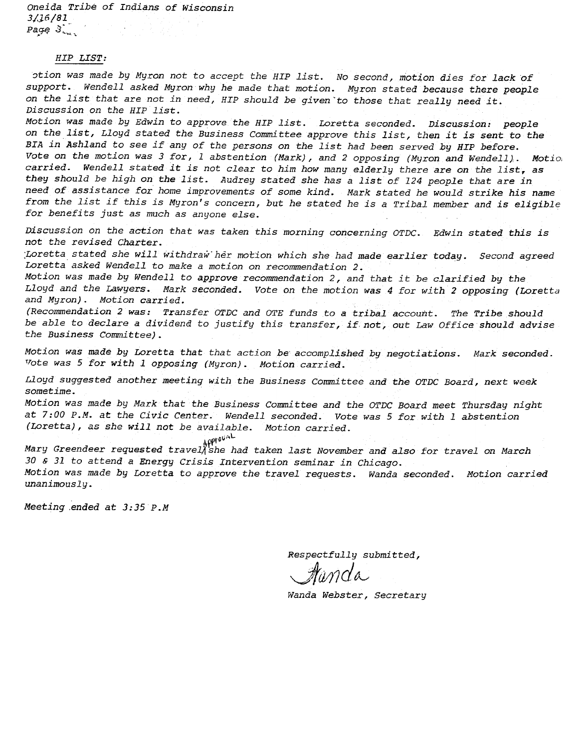Oneida Tribe of Indians of Wisconsin
3/16/81
Page 3

HIP LIST:

otion was made by Myron not to accept the HIP list. No second, motion dies for lack of support. Wendell asked Myron why he made that motion. Myron stated because there people on the list that are not in need, HIP should be given to those that really need it. Discussion on the HIP list.
Motion was made by Edwin to approve the HIP list. Loretta seconded. Discussion: people on the list, Lloyd stated the Business Committee approve this list, then it is sent to the BIA in Ashland to see if any of the persons on the list had been served by HIP before. Vote on the motion was 3 for, 1 abstention (Mark), and 2 opposing (Myron and Wendell). Motion carried. Wendell stated it is not clear to him how many elderly there are on the list, as they should be high on the list. Audrey stated she has a list of 124 people that are in need of assistance for home improvements of some kind. Mark stated he would strike his name from the list if this is Myron's concern, but he stated he is a Tribal member and is eligible for benefits just as much as anyone else.

Discussion on the action that was taken this morning concerning OTDC. Edwin stated this is not the revised Charter.
Loretta stated she will withdraw her motion which she had made earlier today. Second agreed
Loretta asked Wendell to make a motion on recommendation 2.
Motion was made by Wendell to approve recommendation 2, and that it be clarified by the Lloyd and the Lawyers. Mark seconded. Vote on the motion was 4 for with 2 opposing (Loretta and Myron). Motion carried.
(Recommendation 2 was: Transfer OTDC and OTE funds to a tribal account. The Tribe should be able to declare a dividend to justify this transfer, if not, out Law Office should advise the Business Committee).

Motion was made by Loretta that that action be accomplished by negotiations. Mark seconded. Vote was 5 for with 1 opposing (Myron). Motion carried.

Lloyd suggested another meeting with the Business Committee and the OTDC Board, next week sometime.
Motion was made by Mark that the Business Committee and the OTDC Board meet Thursday night at 7:00 P.M. at the Civic Center. Wendell seconded. Vote was 5 for with 1 abstention (Loretta), as she will not be available. Motion carried.

Mary Greendeer requested travel approval she had taken last November and also for travel on March 30 & 31 to attend a Energy Crisis Intervention seminar in Chicago.
Motion was made by Loretta to approve the travel requests. Wanda seconded. Motion carried unanimously.

Meeting ended at 3:35 P.M

Respectfully submitted,

Wanda

Wanda Webster, Secretary